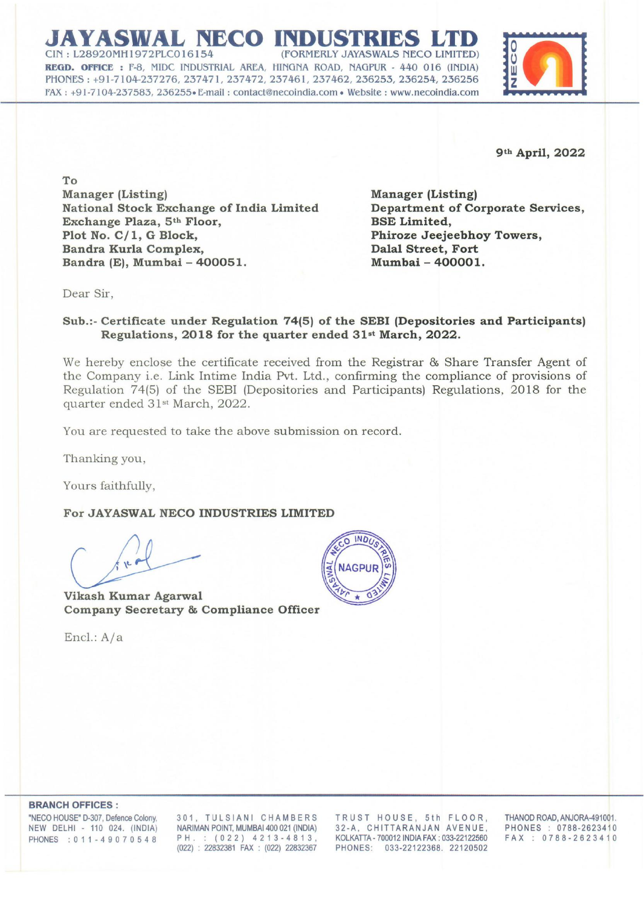# JAYASWAL NECO INDUSTRIES LTD

CIN : L28920MH1972PLC016154 (FORMERLY JAYASWALS NECO LIMITED)

**REGD. OFFICE :** F-8, MIDC INDUSTRIAL AREA, HINGNA ROAD, NAGPUR - 440 016 (INDIA)

PHONES : +91-7104-237276, 237471, 237472, 237461, 237462, 236253, 236254, 236256

FAX : +91-7104-237583, 236255• E-mail : contact@necoindia.com • Website : www.necoindia.com

**9th April, 2022**

**To**

**Manager (Listing)**
**National Stock Exchange of India Limited**
**Exchange Plaza, 5th Floor,**
**Plot No. C/1, G Block,**
**Bandra Kurla Complex,**
**Bandra (E), Mumbai – 400051.**

**Manager (Listing)**
**Department of Corporate Services,**
**BSE Limited,**
**Phiroze Jeejeebhoy Towers,**
**Dalal Street, Fort**
**Mumbai – 400001.**

Dear Sir,

**Sub.:- Certificate under Regulation 74(5) of the SEBI (Depositories and Participants) Regulations, 2018 for the quarter ended 31st March, 2022.**

We hereby enclose the certificate received from the Registrar & Share Transfer Agent of the Company i.e. Link Intime India Pvt. Ltd., confirming the compliance of provisions of Regulation 74(5) of the SEBI (Depositories and Participants) Regulations, 2018 for the quarter ended 31st March, 2022.

You are requested to take the above submission on record.

Thanking you,

Yours faithfully,

**For JAYASWAL NECO INDUSTRIES LIMITED**

**Vikash Kumar Agarwal**
**Company Secretary & Compliance Officer**

Encl.: A/a

**BRANCH OFFICES :**

"NECO HOUSE" D-307, Defence Colony, NEW DELHI - 110 024. (INDIA) PHONES : 011-49070548

301, TULSIANI CHAMBERS NARIMAN POINT, MUMBAI 400 021 (INDIA) PH. : (022) 4213-4813, (022) : 22832381 FAX : (022) 22832367

TRUST HOUSE, 5th FLOOR, 32-A, CHITTARANJAN AVENUE, KOLKATTA - 700012 INDIA FAX : 033-22122560 PHONES: 033-22122368. 22120502

THANOD ROAD, ANJORA-491001. PHONES : 0788-2623410 FAX : 0788-2623410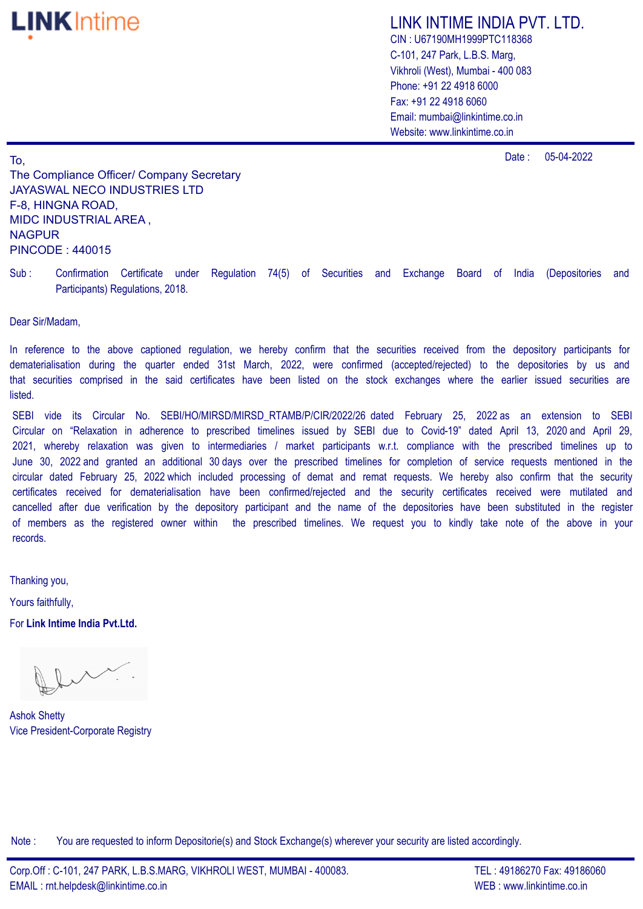# LINK Intime

**LINK INTIME INDIA PVT. LTD.**
CIN : U67190MH1999PTC118368
C-101, 247 Park, L.B.S. Marg,
Vikhroli (West), Mumbai - 400 083
Phone: +91 22 4918 6000
Fax: +91 22 4918 6060
Email: mumbai@linkintime.co.in
Website: www.linkintime.co.in

Date : 05-04-2022

To,
The Compliance Officer/ Company Secretary
JAYASWAL NECO INDUSTRIES LTD
F-8, HINGNA ROAD,
MIDC INDUSTRIAL AREA ,
NAGPUR
PINCODE : 440015

Sub : Confirmation Certificate under Regulation 74(5) of Securities and Exchange Board of India (Depositories and Participants) Regulations, 2018.

Dear Sir/Madam,

In reference to the above captioned regulation, we hereby confirm that the securities received from the depository participants for dematerialisation during the quarter ended 31st March, 2022, were confirmed (accepted/rejected) to the depositories by us and that securities comprised in the said certificates have been listed on the stock exchanges where the earlier issued securities are listed.

SEBI vide its Circular No. SEBI/HO/MIRSD/MIRSD_RTAMB/P/CIR/2022/26 dated February 25, 2022 as an extension to SEBI Circular on “Relaxation in adherence to prescribed timelines issued by SEBI due to Covid-19” dated April 13, 2020 and April 29, 2021, whereby relaxation was given to intermediaries / market participants w.r.t. compliance with the prescribed timelines up to June 30, 2022 and granted an additional 30 days over the prescribed timelines for completion of service requests mentioned in the circular dated February 25, 2022 which included processing of demat and remat requests. We hereby also confirm that the security certificates received for dematerialisation have been confirmed/rejected and the security certificates received were mutilated and cancelled after due verification by the depository participant and the name of the depositories have been substituted in the register of members as the registered owner within the prescribed timelines. We request you to kindly take note of the above in your records.

Thanking you,

Yours faithfully,

For **Link Intime India Pvt.Ltd.**

Ashok Shetty
Vice President-Corporate Registry

Note : You are requested to inform Depositorie(s) and Stock Exchange(s) wherever your security are listed accordingly.

Corp.Off : C-101, 247 PARK, L.B.S.MARG, VIKHROLI WEST, MUMBAI - 400083. TEL : 49186270 Fax: 49186060
EMAIL : rnt.helpdesk@linkintime.co.in WEB : www.linkintime.co.in